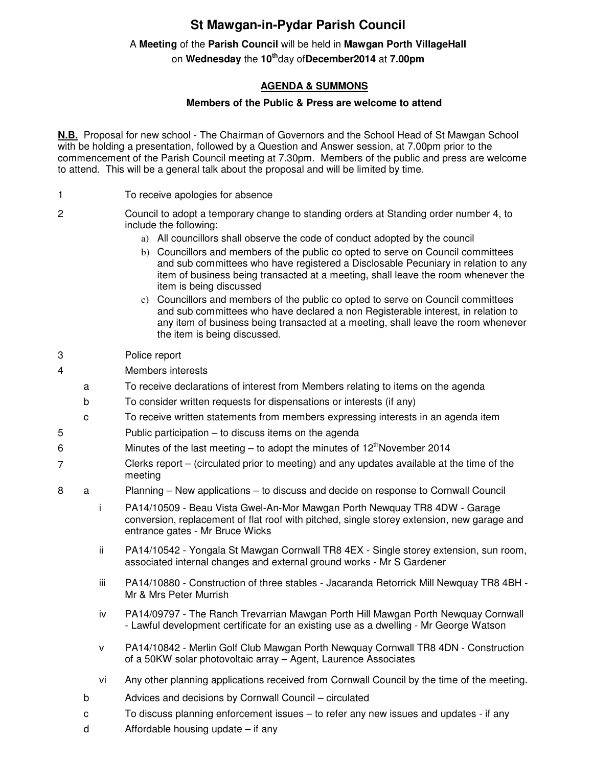# St Mawgan-in-Pydar Parish Council

A **Meeting** of the **Parish Council** will be held in **Mawgan Porth VillageHall**
on **Wednesday** the **10th**day of**December2014** at **7.00pm**

## AGENDA & SUMMONS

**Members of the Public & Press are welcome to attend**

**N.B.** Proposal for new school - The Chairman of Governors and the School Head of St Mawgan School with be holding a presentation, followed by a Question and Answer session, at 7.00pm prior to the commencement of the Parish Council meeting at 7.30pm. Members of the public and press are welcome to attend. This will be a general talk about the proposal and will be limited by time.

1 To receive apologies for absence

2 Council to adopt a temporary change to standing orders at Standing order number 4, to include the following:

   a) All councillors shall observe the code of conduct adopted by the council
   b) Councillors and members of the public co opted to serve on Council committees and sub committees who have registered a Disclosable Pecuniary in relation to any item of business being transacted at a meeting, shall leave the room whenever the item is being discussed
   c) Councillors and members of the public co opted to serve on Council committees and sub committees who have declared a non Registerable interest, in relation to any item of business being transacted at a meeting, shall leave the room whenever the item is being discussed.

3 Police report

4 Members interests

   a To receive declarations of interest from Members relating to items on the agenda
   b To consider written requests for dispensations or interests (if any)
   c To receive written statements from members expressing interests in an agenda item

5 Public participation – to discuss items on the agenda

6 Minutes of the last meeting – to adopt the minutes of 12thNovember 2014

7 Clerks report – (circulated prior to meeting) and any updates available at the time of the meeting

8 a Planning – New applications – to discuss and decide on response to Cornwall Council

   i PA14/10509 - Beau Vista Gwel-An-Mor Mawgan Porth Newquay TR8 4DW - Garage conversion, replacement of flat roof with pitched, single storey extension, new garage and entrance gates - Mr Bruce Wicks

   ii PA14/10542 - Yongala St Mawgan Cornwall TR8 4EX - Single storey extension, sun room, associated internal changes and external ground works - Mr S Gardener

   iii PA14/10880 - Construction of three stables - Jacaranda Retorrick Mill Newquay TR8 4BH - Mr & Mrs Peter Murrish

   iv PA14/09797 - The Ranch Trevarrian Mawgan Porth Hill Mawgan Porth Newquay Cornwall - Lawful development certificate for an existing use as a dwelling - Mr George Watson

   v PA14/10842 - Merlin Golf Club Mawgan Porth Newquay Cornwall TR8 4DN - Construction of a 50KW solar photovoltaic array – Agent, Laurence Associates

   vi Any other planning applications received from Cornwall Council by the time of the meeting.

   b Advices and decisions by Cornwall Council – circulated

   c To discuss planning enforcement issues – to refer any new issues and updates - if any

   d Affordable housing update – if any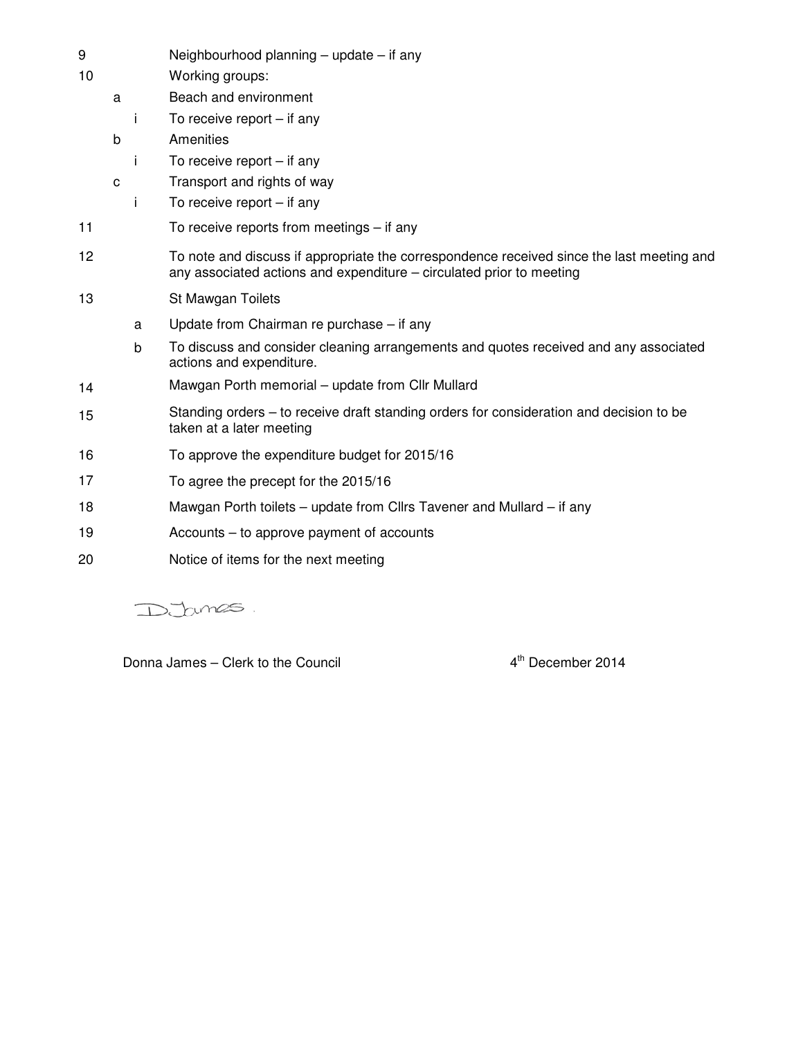9 Neighbourhood planning – update – if any

10 Working groups:

- a Beach and environment
  - i To receive report – if any
- b Amenities
  - i To receive report – if any
- c Transport and rights of way
  - i To receive report – if any

11 To receive reports from meetings – if any

12 To note and discuss if appropriate the correspondence received since the last meeting and any associated actions and expenditure – circulated prior to meeting

13 St Mawgan Toilets

- a Update from Chairman re purchase – if any
- b To discuss and consider cleaning arrangements and quotes received and any associated actions and expenditure.

14 Mawgan Porth memorial – update from Cllr Mullard

15 Standing orders – to receive draft standing orders for consideration and decision to be taken at a later meeting

16 To approve the expenditure budget for 2015/16

17 To agree the precept for the 2015/16

18 Mawgan Porth toilets – update from Cllrs Tavener and Mullard – if any

19 Accounts – to approve payment of accounts

20 Notice of items for the next meeting

D.James.

Donna James – Clerk to the Council

4th December 2014